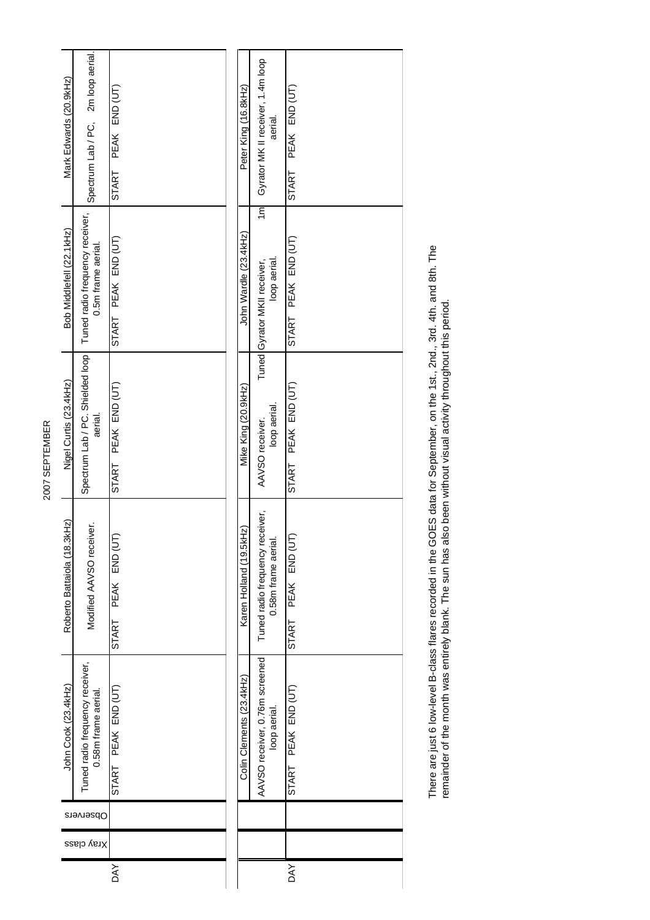# 2007 SEPTEMBER

| DAY | Xray class | Observers | John Cook (23.4kHz) | Roberto Battaiola (18.3kHz) | Nigel Curtis (23.4kHz) | Bob Middlefell (22.1kHz) | Mark Edwards (20.9kHz) |
|---|---|---|---|---|---|---|---|
| | | | Tuned radio frequency receiver, 0.58m frame aerial. | Modified AAVSO receiver. | Spectrum Lab / PC. Shielded loop aerial. | Tuned radio frequency receiver, 0.5m frame aerial. | Spectrum Lab / PC, 2m loop aerial. |
| | | | START PEAK END (UT) | START PEAK END (UT) | START PEAK END (UT) | START PEAK END (UT) | START PEAK END (UT) |

| DAY | | | Colin Clements (23.4kHz) | Karen Holland (19.5kHz) | Mike King (20.9kHz) | John Wardle (23.4kHz) | Peter King (16.8kHz) |
|---|---|---|---|---|---|---|---|
| | | | AAVSO receiver, 0.76m screened loop aerial. | Tuned radio frequency receiver, 0.58m frame aerial. | AAVSO receiver. Tuned loop aerial. | Gyrator MKII receiver, 1m loop aerial. | Gyrator MK II receiver, 1.4m loop aerial. |
| | | | START PEAK END (UT) | START PEAK END (UT) | START PEAK END (UT) | START PEAK END (UT) | START PEAK END (UT) |

There are just 6 low-level B-class flares recorded in the GOES data for September, on the 1st., 2nd., 3rd. 4th. and 8th. The remainder of the month was entirely blank. The sun has also been without visual activity throughout this period.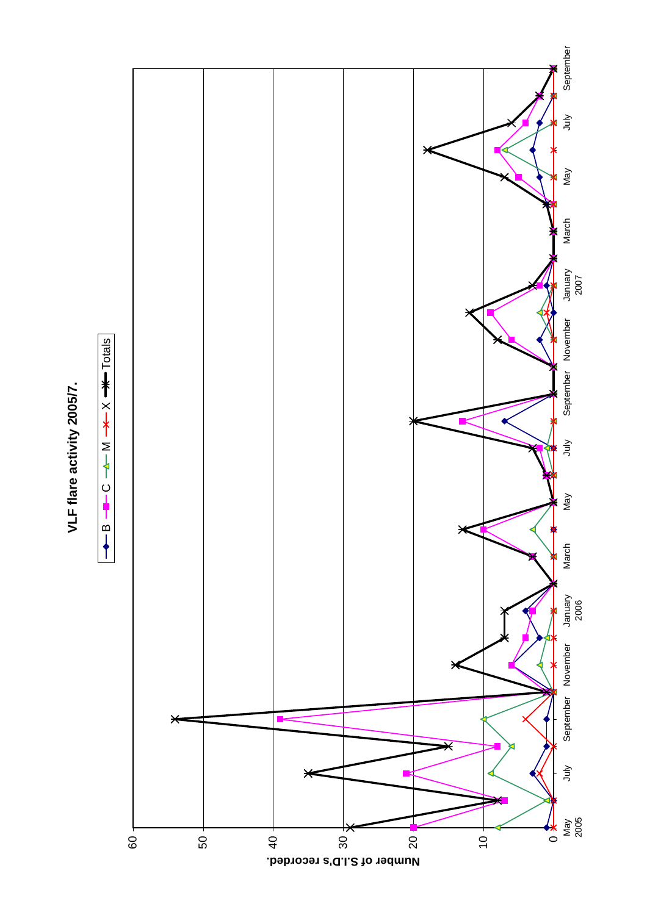VLF flare activity 2005/7.

B C M X Totals

Number of S.I.D's recorded.

60
50
40
30
20
10
0

May 2005
July
September
November
January 2006
March
May
July
September
November
January 2007
March
May
July
September